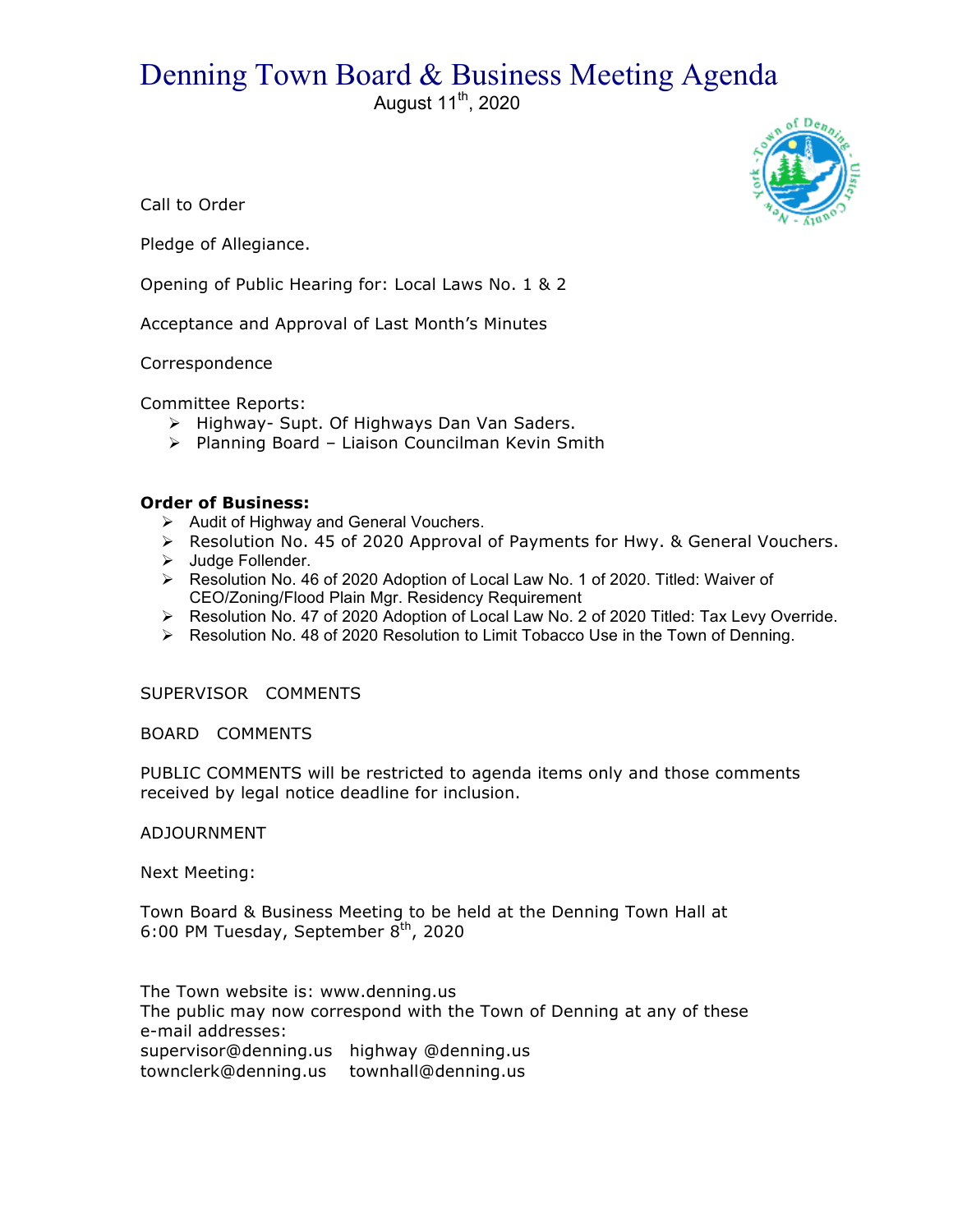# Denning Town Board & Business Meeting Agenda

August 11th, 2020

Call to Order

Pledge of Allegiance.

Opening of Public Hearing for: Local Laws No. 1 & 2

Acceptance and Approval of Last Month's Minutes

Correspondence

Committee Reports:

- Highway- Supt. Of Highways Dan Van Saders.
- Planning Board – Liaison Councilman Kevin Smith

**Order of Business:**

- Audit of Highway and General Vouchers.
- Resolution No. 45 of 2020 Approval of Payments for Hwy. & General Vouchers.
- Judge Follender.
- Resolution No. 46 of 2020 Adoption of Local Law No. 1 of 2020. Titled: Waiver of CEO/Zoning/Flood Plain Mgr. Residency Requirement
- Resolution No. 47 of 2020 Adoption of Local Law No. 2 of 2020 Titled: Tax Levy Override.
- Resolution No. 48 of 2020 Resolution to Limit Tobacco Use in the Town of Denning.

SUPERVISOR COMMENTS

BOARD COMMENTS

PUBLIC COMMENTS will be restricted to agenda items only and those comments received by legal notice deadline for inclusion.

ADJOURNMENT

Next Meeting:

Town Board & Business Meeting to be held at the Denning Town Hall at 6:00 PM Tuesday, September 8th, 2020

The Town website is: www.denning.us

The public may now correspond with the Town of Denning at any of these e-mail addresses:

supervisor@denning.us highway @denning.us

townclerk@denning.us townhall@denning.us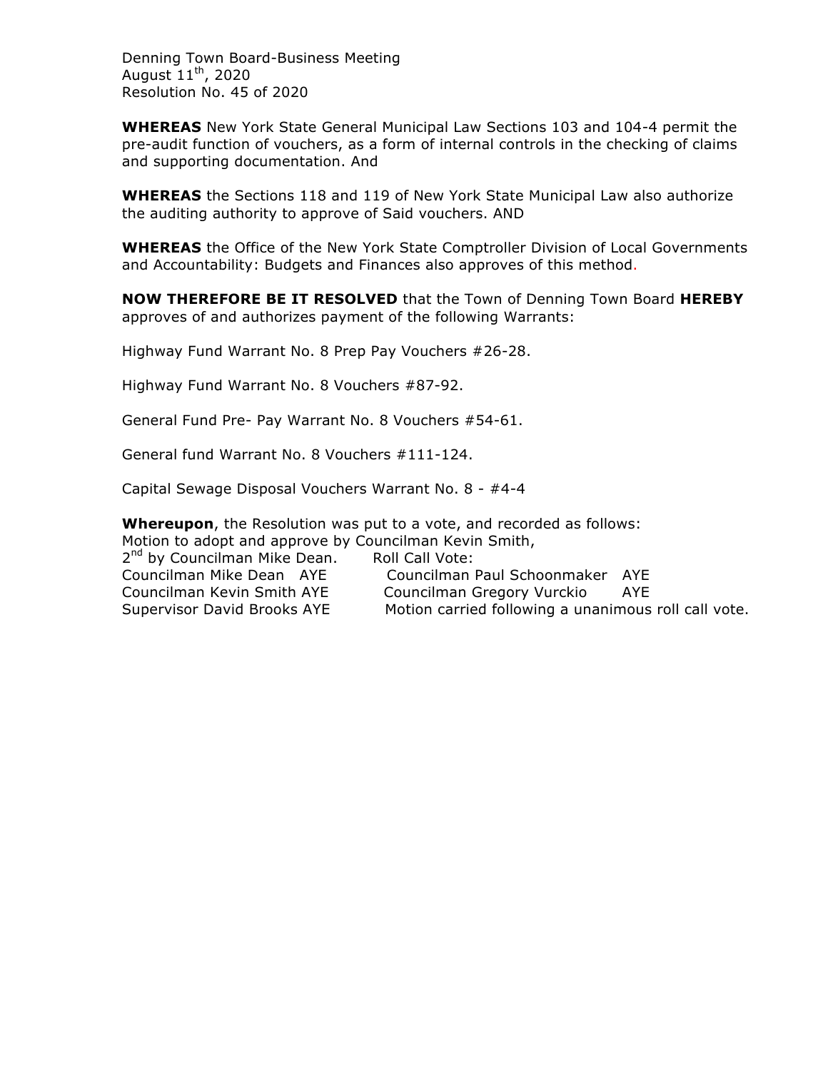Denning Town Board-Business Meeting
August 11th, 2020
Resolution No. 45 of 2020

**WHEREAS** New York State General Municipal Law Sections 103 and 104-4 permit the pre-audit function of vouchers, as a form of internal controls in the checking of claims and supporting documentation. And

**WHEREAS** the Sections 118 and 119 of New York State Municipal Law also authorize the auditing authority to approve of Said vouchers. AND

**WHEREAS** the Office of the New York State Comptroller Division of Local Governments and Accountability: Budgets and Finances also approves of this method.

**NOW THEREFORE BE IT RESOLVED** that the Town of Denning Town Board **HEREBY** approves of and authorizes payment of the following Warrants:

Highway Fund Warrant No. 8 Prep Pay Vouchers #26-28.

Highway Fund Warrant No. 8 Vouchers #87-92.

General Fund Pre- Pay Warrant No. 8 Vouchers #54-61.

General fund Warrant No. 8 Vouchers #111-124.

Capital Sewage Disposal Vouchers Warrant No. 8 - #4-4

**Whereupon**, the Resolution was put to a vote, and recorded as follows:
Motion to adopt and approve by Councilman Kevin Smith,
2nd by Councilman Mike Dean. Roll Call Vote:

Councilman Mike Dean AYE
Councilman Paul Schoonmaker AYE
Councilman Kevin Smith AYE
Councilman Gregory Vurckio AYE
Supervisor David Brooks AYE

Motion carried following a unanimous roll call vote.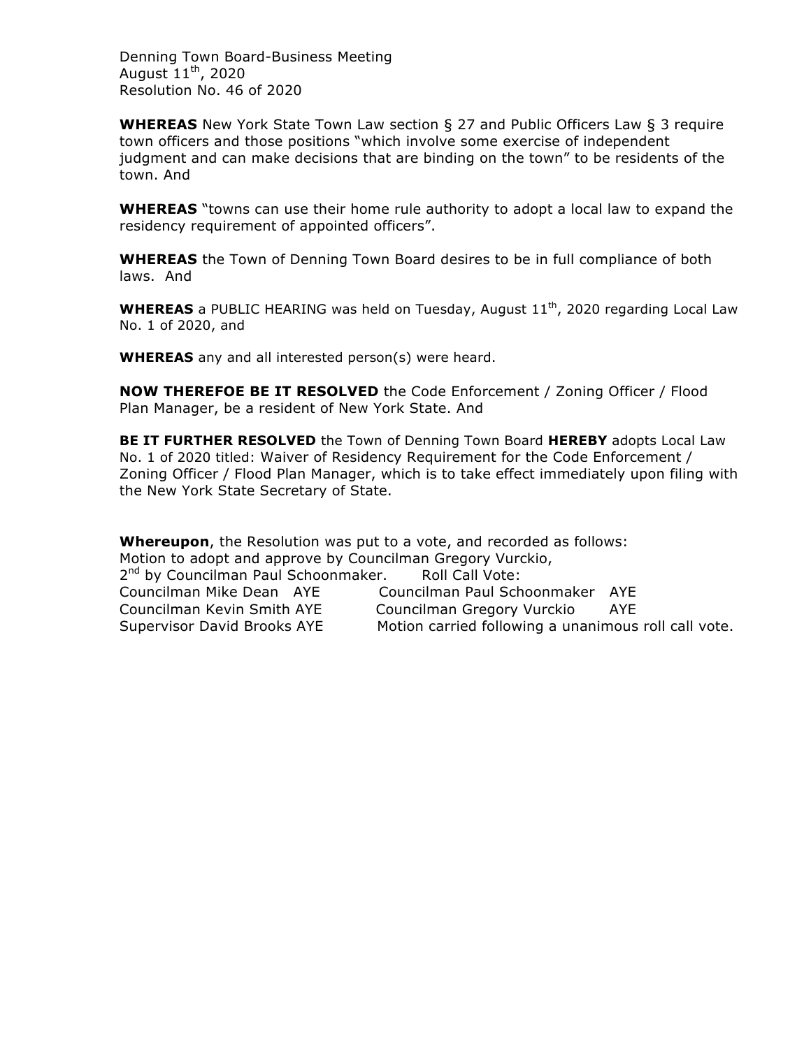Denning Town Board-Business Meeting
August 11th, 2020
Resolution No. 46 of 2020

**WHEREAS** New York State Town Law section § 27 and Public Officers Law § 3 require town officers and those positions "which involve some exercise of independent judgment and can make decisions that are binding on the town" to be residents of the town. And

**WHEREAS** "towns can use their home rule authority to adopt a local law to expand the residency requirement of appointed officers".

**WHEREAS** the Town of Denning Town Board desires to be in full compliance of both laws. And

**WHEREAS** a PUBLIC HEARING was held on Tuesday, August 11th, 2020 regarding Local Law No. 1 of 2020, and

**WHEREAS** any and all interested person(s) were heard.

**NOW THEREFOE BE IT RESOLVED** the Code Enforcement / Zoning Officer / Flood Plan Manager, be a resident of New York State. And

**BE IT FURTHER RESOLVED** the Town of Denning Town Board **HEREBY** adopts Local Law No. 1 of 2020 titled: Waiver of Residency Requirement for the Code Enforcement / Zoning Officer / Flood Plan Manager, which is to take effect immediately upon filing with the New York State Secretary of State.

**Whereupon**, the Resolution was put to a vote, and recorded as follows:
Motion to adopt and approve by Councilman Gregory Vurckio,
2nd by Councilman Paul Schoonmaker. Roll Call Vote:
Councilman Mike Dean AYE Councilman Paul Schoonmaker AYE
Councilman Kevin Smith AYE Councilman Gregory Vurckio AYE
Supervisor David Brooks AYE Motion carried following a unanimous roll call vote.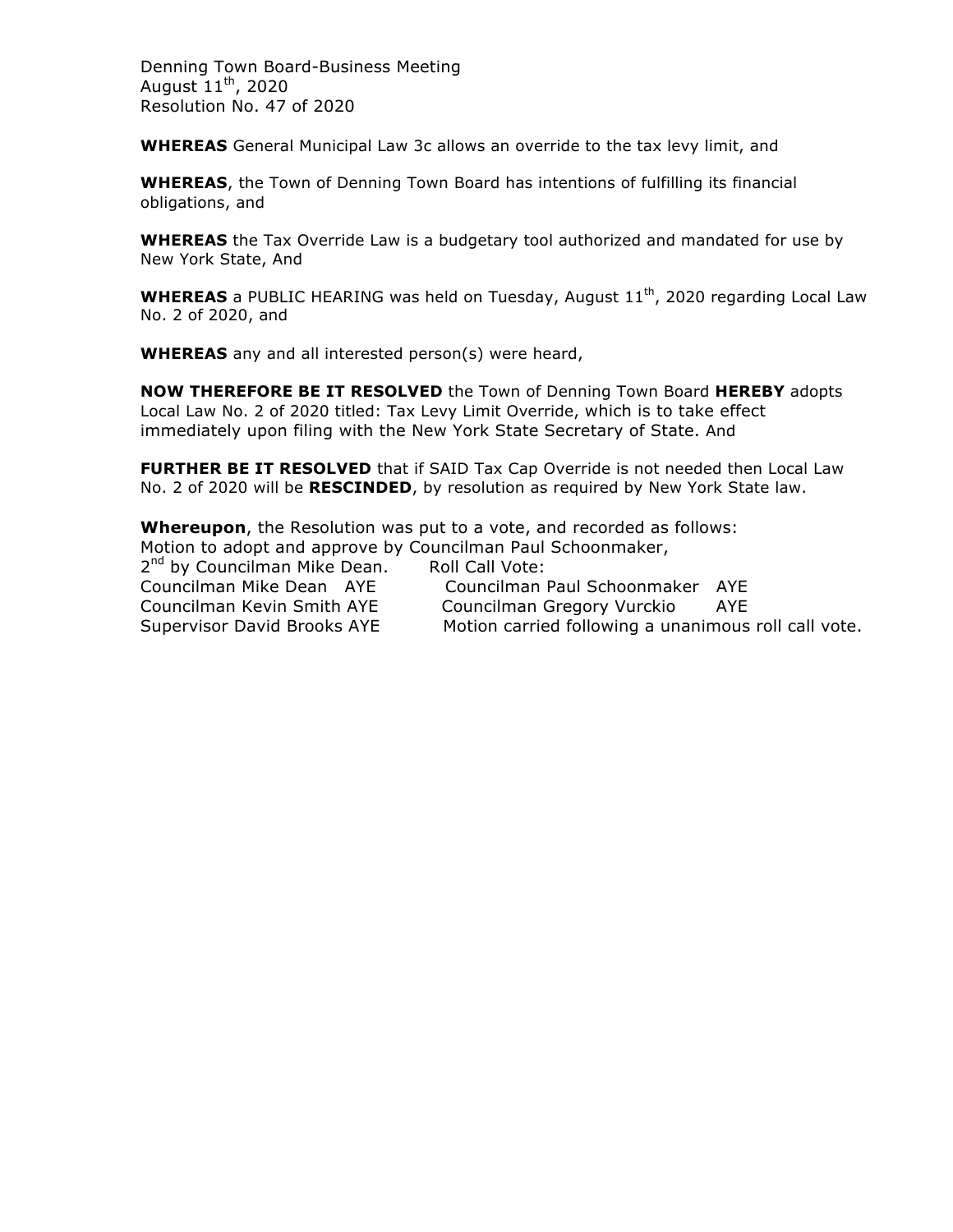Denning Town Board-Business Meeting
August 11th, 2020
Resolution No. 47 of 2020

**WHEREAS** General Municipal Law 3c allows an override to the tax levy limit, and

**WHEREAS**, the Town of Denning Town Board has intentions of fulfilling its financial obligations, and

**WHEREAS** the Tax Override Law is a budgetary tool authorized and mandated for use by New York State, And

**WHEREAS** a PUBLIC HEARING was held on Tuesday, August 11th, 2020 regarding Local Law No. 2 of 2020, and

**WHEREAS** any and all interested person(s) were heard,

**NOW THEREFORE BE IT RESOLVED** the Town of Denning Town Board **HEREBY** adopts Local Law No. 2 of 2020 titled: Tax Levy Limit Override, which is to take effect immediately upon filing with the New York State Secretary of State. And

**FURTHER BE IT RESOLVED** that if SAID Tax Cap Override is not needed then Local Law No. 2 of 2020 will be **RESCINDED**, by resolution as required by New York State law.

**Whereupon**, the Resolution was put to a vote, and recorded as follows:
Motion to adopt and approve by Councilman Paul Schoonmaker,
2nd by Councilman Mike Dean. Roll Call Vote:
Councilman Mike Dean AYE Councilman Paul Schoonmaker AYE
Councilman Kevin Smith AYE Councilman Gregory Vurckio AYE
Supervisor David Brooks AYE Motion carried following a unanimous roll call vote.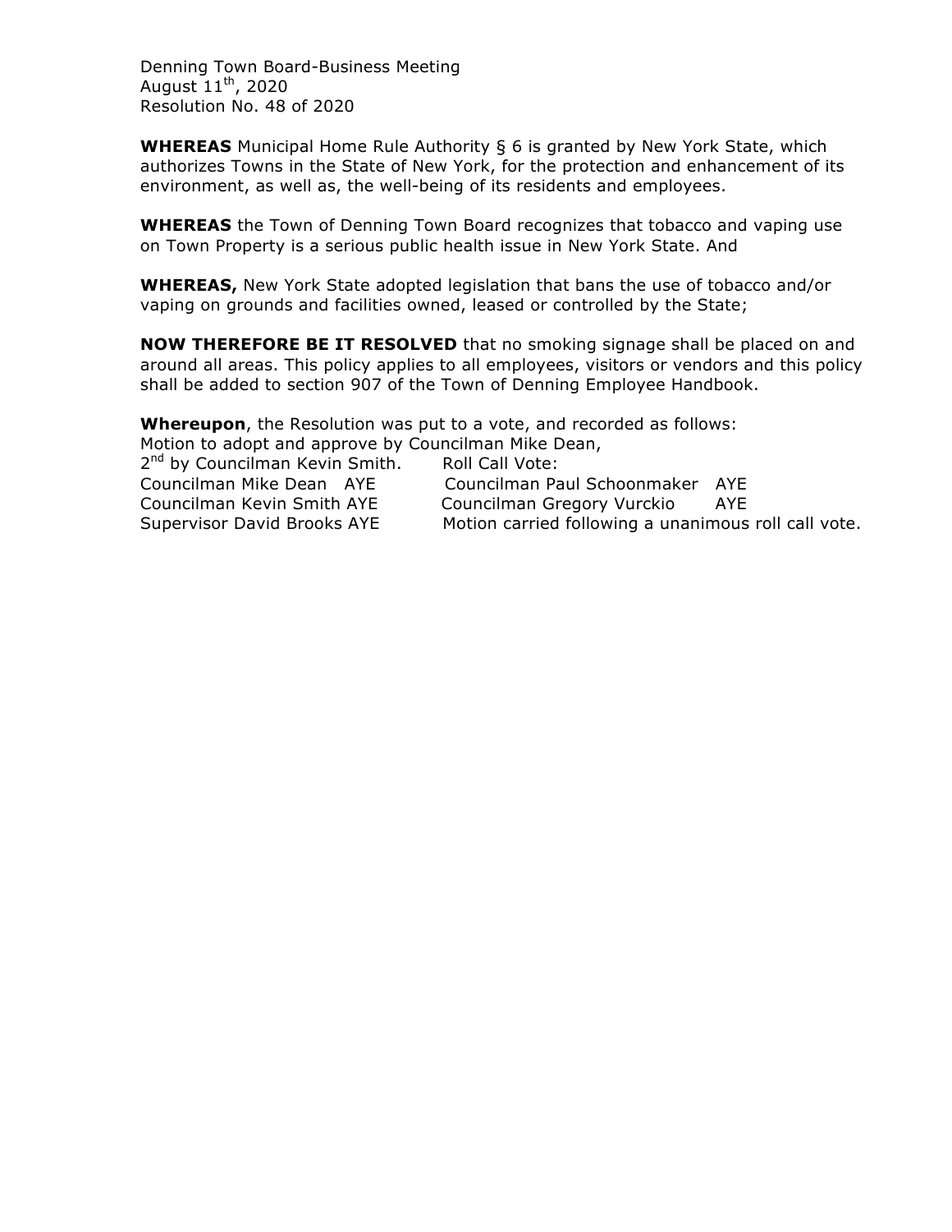Denning Town Board-Business Meeting
August 11th, 2020
Resolution No. 48 of 2020

**WHEREAS** Municipal Home Rule Authority § 6 is granted by New York State, which authorizes Towns in the State of New York, for the protection and enhancement of its environment, as well as, the well-being of its residents and employees.

**WHEREAS** the Town of Denning Town Board recognizes that tobacco and vaping use on Town Property is a serious public health issue in New York State. And

**WHEREAS,** New York State adopted legislation that bans the use of tobacco and/or vaping on grounds and facilities owned, leased or controlled by the State;

**NOW THEREFORE BE IT RESOLVED** that no smoking signage shall be placed on and around all areas. This policy applies to all employees, visitors or vendors and this policy shall be added to section 907 of the Town of Denning Employee Handbook.

**Whereupon**, the Resolution was put to a vote, and recorded as follows:
Motion to adopt and approve by Councilman Mike Dean,
2nd by Councilman Kevin Smith. Roll Call Vote:

Councilman Mike Dean AYE
Councilman Paul Schoonmaker AYE
Councilman Kevin Smith AYE
Councilman Gregory Vurckio AYE
Supervisor David Brooks AYE

Motion carried following a unanimous roll call vote.